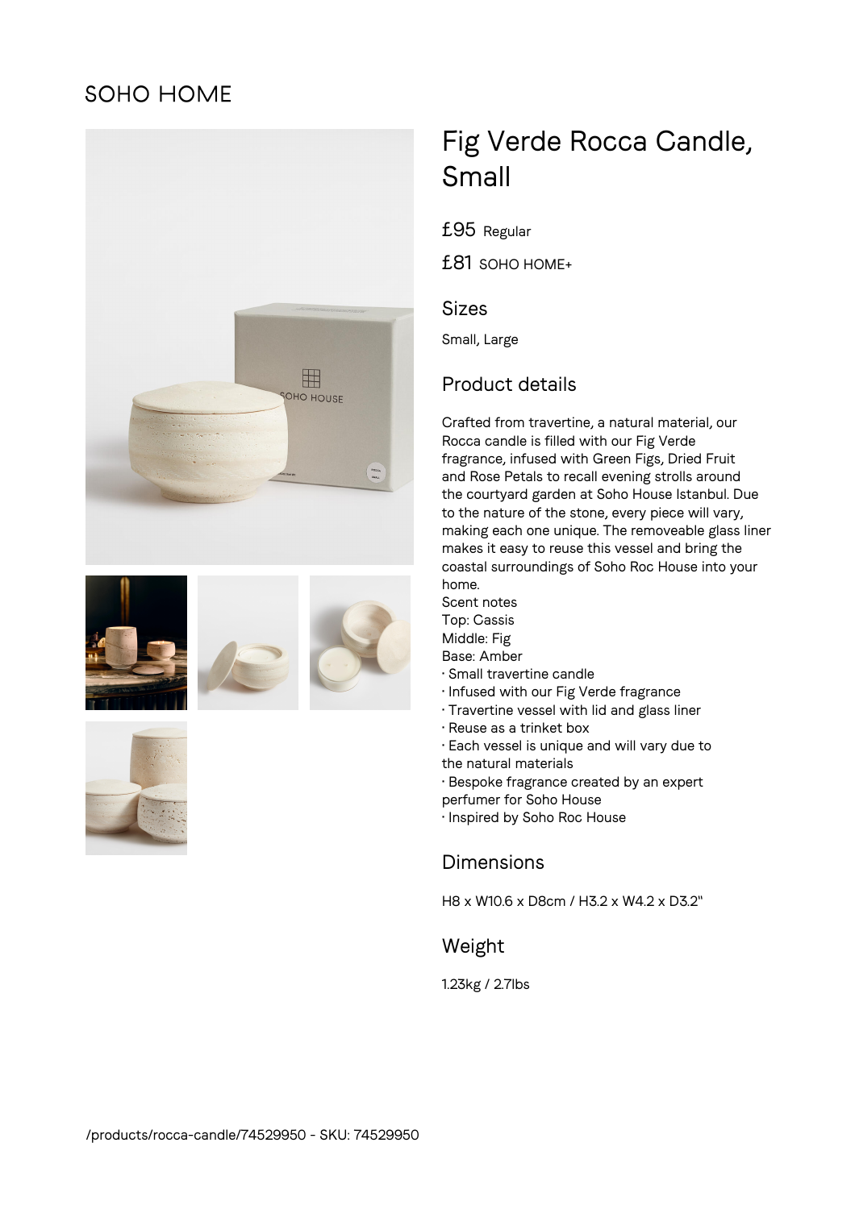SOHO HOME

# Fig Verde Rocca Candle, Small

£95 Regular

£81 SOHO HOME+

## Sizes

Small, Large

## Product details

Crafted from travertine, a natural material, our Rocca candle is filled with our Fig Verde fragrance, infused with Green Figs, Dried Fruit and Rose Petals to recall evening strolls around the courtyard garden at Soho House Istanbul. Due to the nature of the stone, every piece will vary, making each one unique. The removeable glass liner makes it easy to reuse this vessel and bring the coastal surroundings of Soho Roc House into your home.

Scent notes

Top: Cassis

Middle: Fig

Base: Amber

· Small travertine candle

· Infused with our Fig Verde fragrance

· Travertine vessel with lid and glass liner

· Reuse as a trinket box

· Each vessel is unique and will vary due to the natural materials

· Bespoke fragrance created by an expert perfumer for Soho House

· Inspired by Soho Roc House

## Dimensions

H8 x W10.6 x D8cm / H3.2 x W4.2 x D3.2"

## Weight

1.23kg / 2.7lbs

/products/rocca-candle/74529950 - SKU: 74529950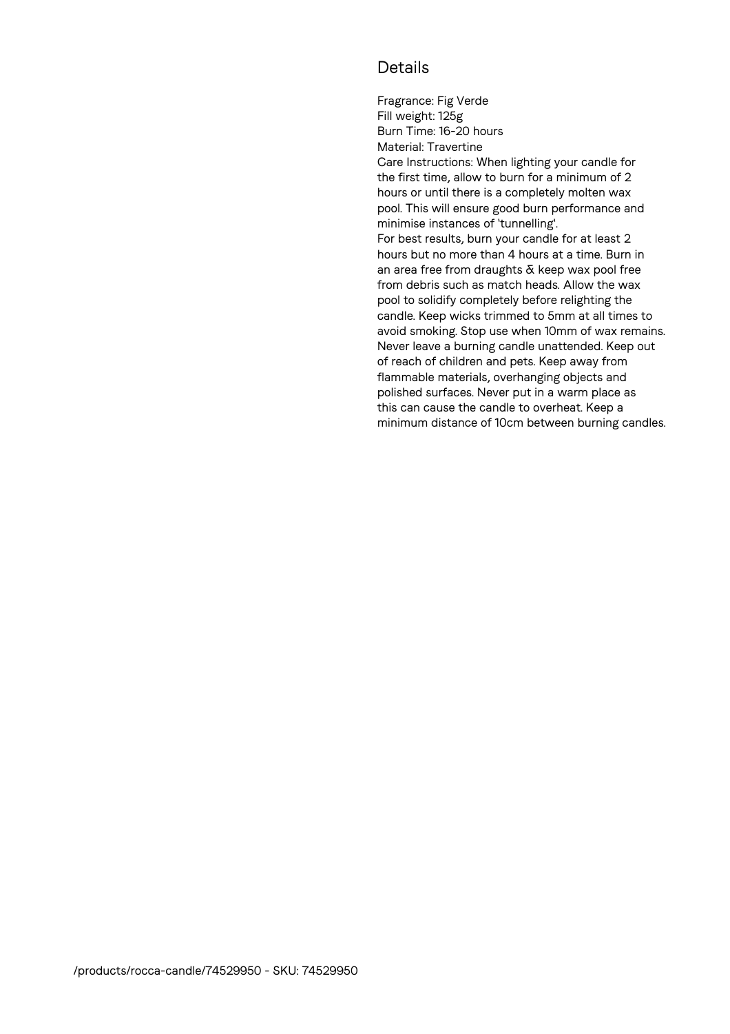## Details

Fragrance: Fig Verde
Fill weight: 125g
Burn Time: 16-20 hours
Material: Travertine
Care Instructions: When lighting your candle for the first time, allow to burn for a minimum of 2 hours or until there is a completely molten wax pool. This will ensure good burn performance and minimise instances of 'tunnelling'.
For best results, burn your candle for at least 2 hours but no more than 4 hours at a time. Burn in an area free from draughts & keep wax pool free from debris such as match heads. Allow the wax pool to solidify completely before relighting the candle. Keep wicks trimmed to 5mm at all times to avoid smoking. Stop use when 10mm of wax remains. Never leave a burning candle unattended. Keep out of reach of children and pets. Keep away from flammable materials, overhanging objects and polished surfaces. Never put in a warm place as this can cause the candle to overheat. Keep a minimum distance of 10cm between burning candles.

/products/rocca-candle/74529950 - SKU: 74529950